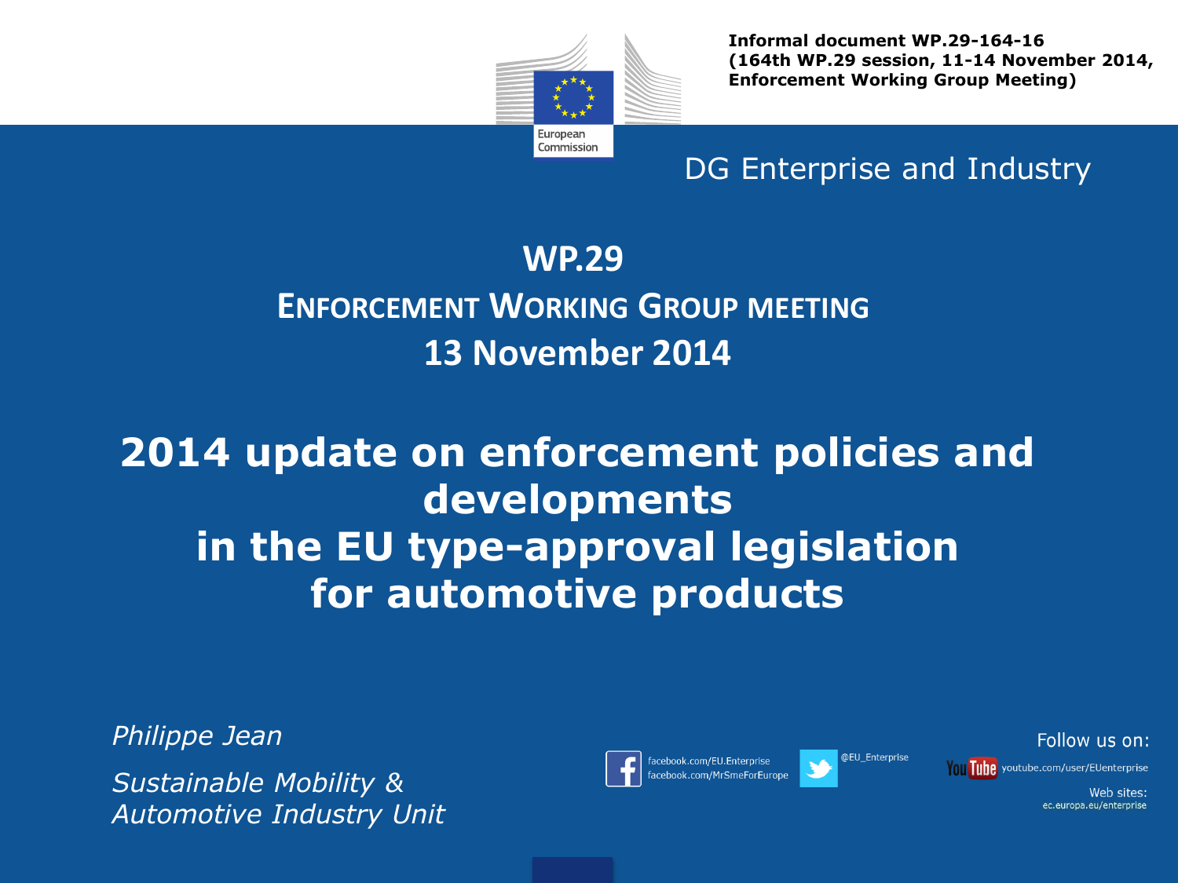**Informal document WP.29-164-16**
**(164th WP.29 session, 11-14 November 2014, Enforcement Working Group Meeting)**

European Commission

DG Enterprise and Industry

# WP.29
## ENFORCEMENT WORKING GROUP MEETING
## 13 November 2014

# 2014 update on enforcement policies and developments in the EU type-approval legislation for automotive products

*Philippe Jean*

*Sustainable Mobility & Automotive Industry Unit*

Follow us on:

facebook.com/EU.Enterprise
facebook.com/MrSmeForEurope

@EU_Enterprise

youtube.com/user/EUenterprise

Web sites:
ec.europa.eu/enterprise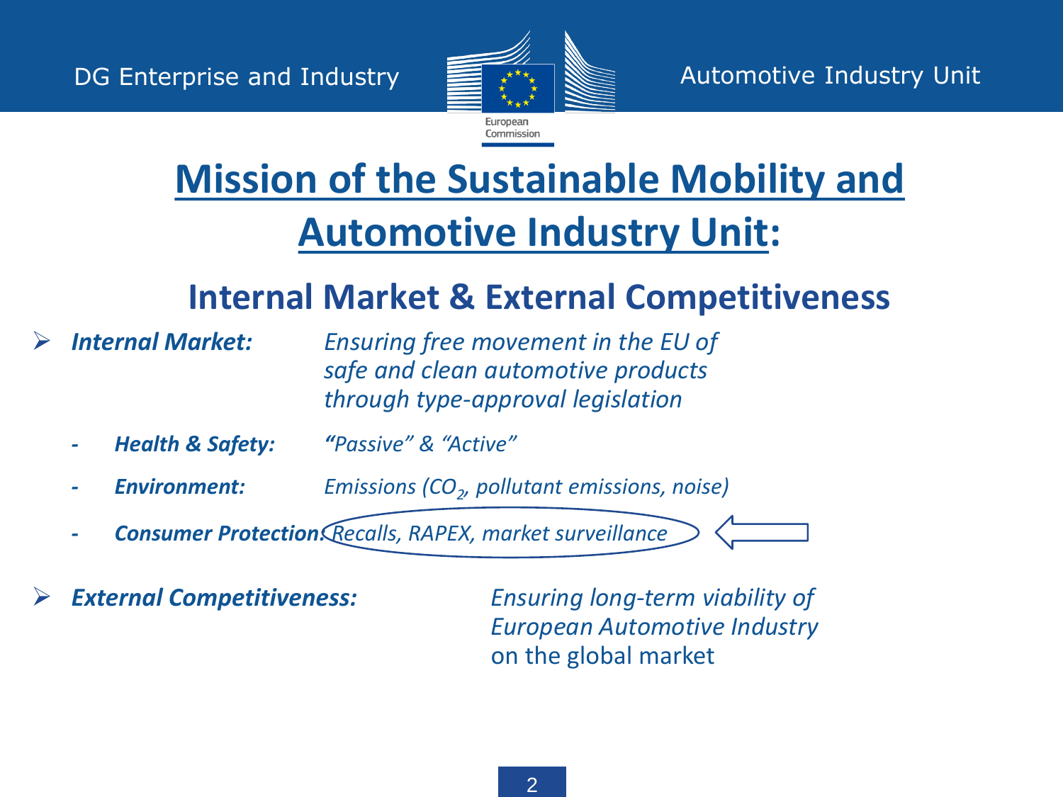# Mission of the Sustainable Mobility and Automotive Industry Unit:

## Internal Market & External Competitiveness

- ***Internal Market:*** *Ensuring free movement in the EU of safe and clean automotive products through type-approval legislation*
  - ***Health & Safety:*** *"Passive" & "Active"*
  - ***Environment:*** *Emissions ($CO_2$, pollutant emissions, noise)*
  - ***Consumer Protection:*** *Recalls, RAPEX, market surveillance*
- ***External Competitiveness:*** *Ensuring long-term viability of European Automotive Industry* on the global market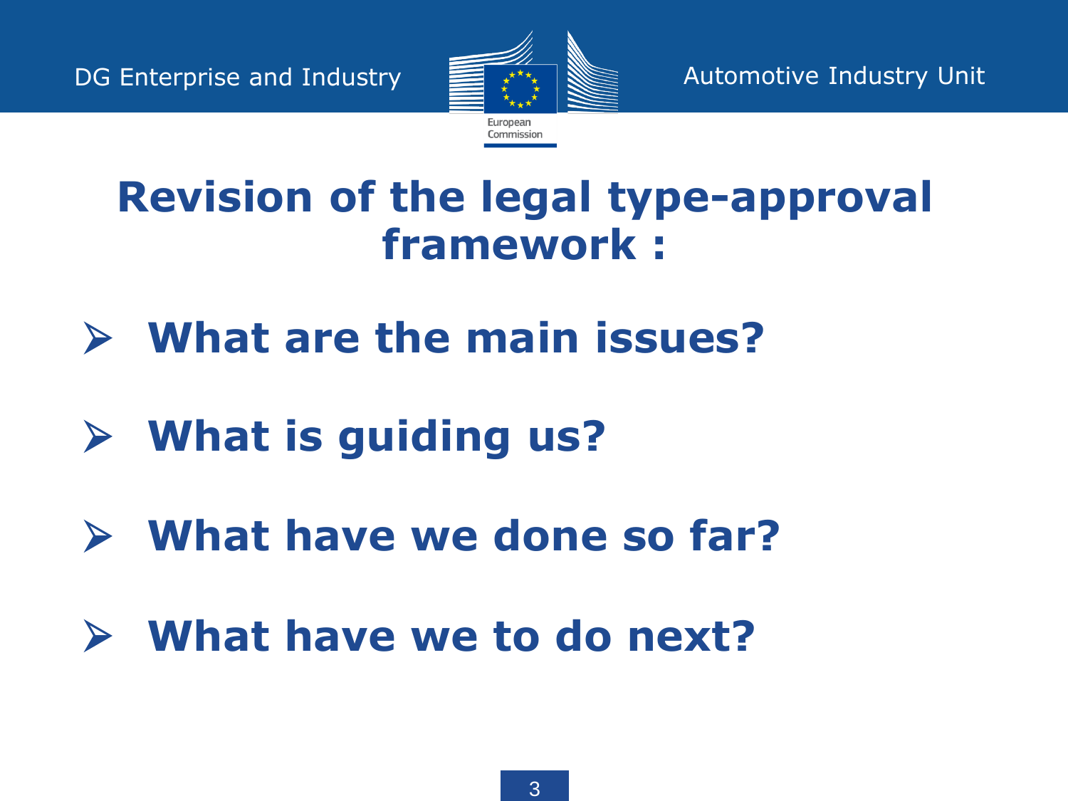# Revision of the legal type-approval framework :

- **What are the main issues?**
- **What is guiding us?**
- **What have we done so far?**
- **What have we to do next?**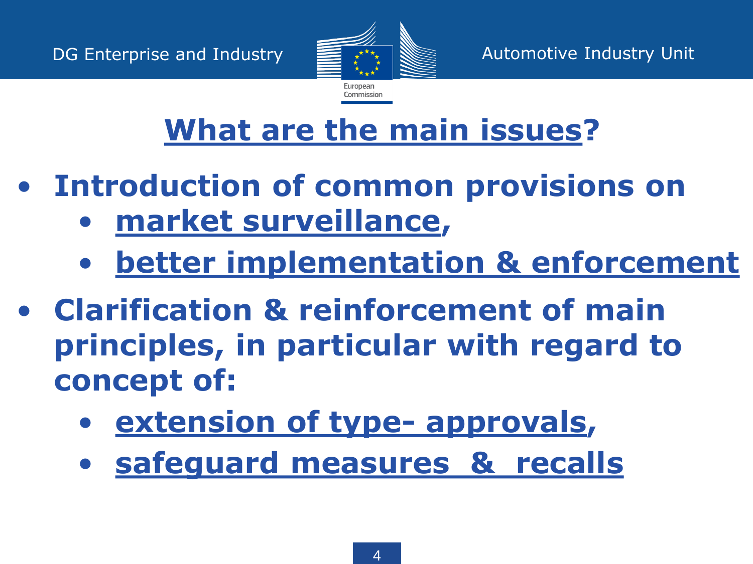# What are the main issues?

- **Introduction of common provisions on**
  - **market surveillance,**
  - **better implementation & enforcement**
- **Clarification & reinforcement of main principles, in particular with regard to concept of:**
  - **extension of type- approvals,**
  - **safeguard measures & recalls**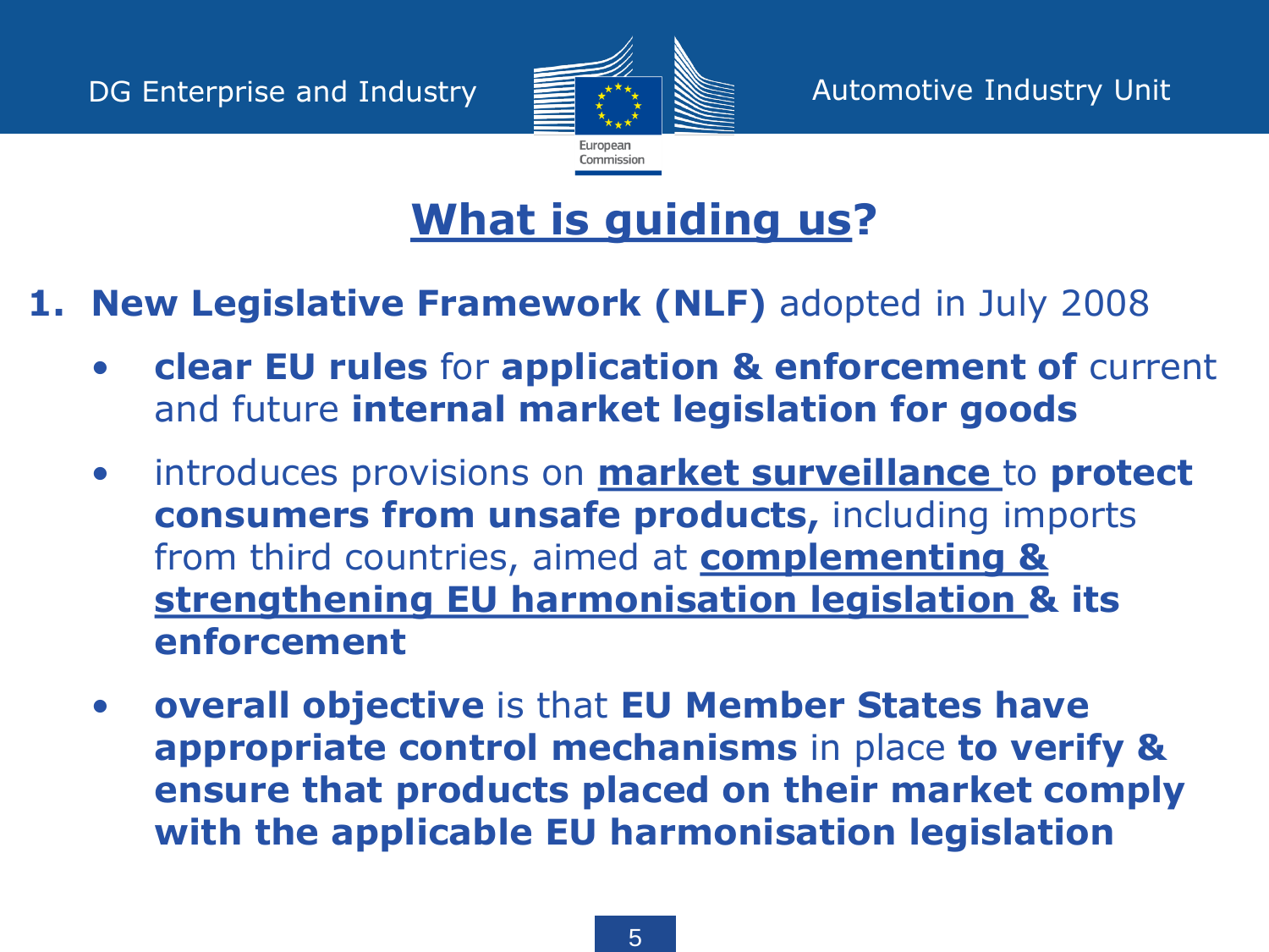# What is guiding us?

1. **New Legislative Framework (NLF)** adopted in July 2008
   - **clear EU rules** for **application & enforcement of** current and future **internal market legislation for goods**
   - introduces provisions on **market surveillance** to **protect consumers from unsafe products,** including imports from third countries, aimed at **complementing & strengthening EU harmonisation legislation & its enforcement**
   - **overall objective** is that **EU Member States have appropriate control mechanisms** in place **to verify & ensure that products placed on their market comply with the applicable EU harmonisation legislation**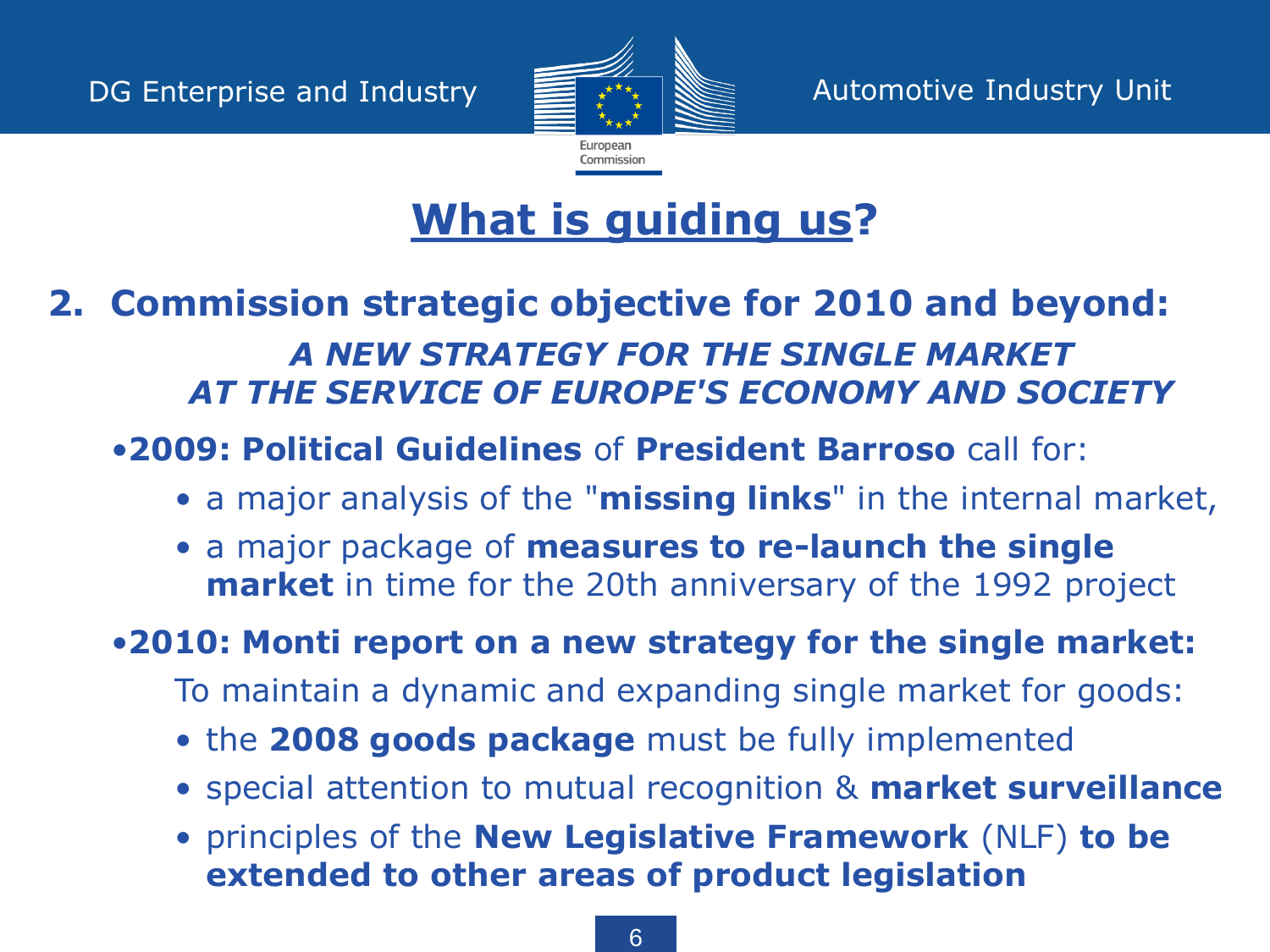# What is guiding us?

## 2. Commission strategic objective for 2010 and beyond:

***A NEW STRATEGY FOR THE SINGLE MARKET AT THE SERVICE OF EUROPE'S ECONOMY AND SOCIETY***

- **2009: Political Guidelines** of **President Barroso** call for:
  - a major analysis of the "**missing links**" in the internal market,
  - a major package of **measures to re-launch the single market** in time for the 20th anniversary of the 1992 project
- **2010: Monti report on a new strategy for the single market:**

  To maintain a dynamic and expanding single market for goods:
  - the **2008 goods package** must be fully implemented
  - special attention to mutual recognition & **market surveillance**
  - principles of the **New Legislative Framework** (NLF) **to be extended to other areas of product legislation**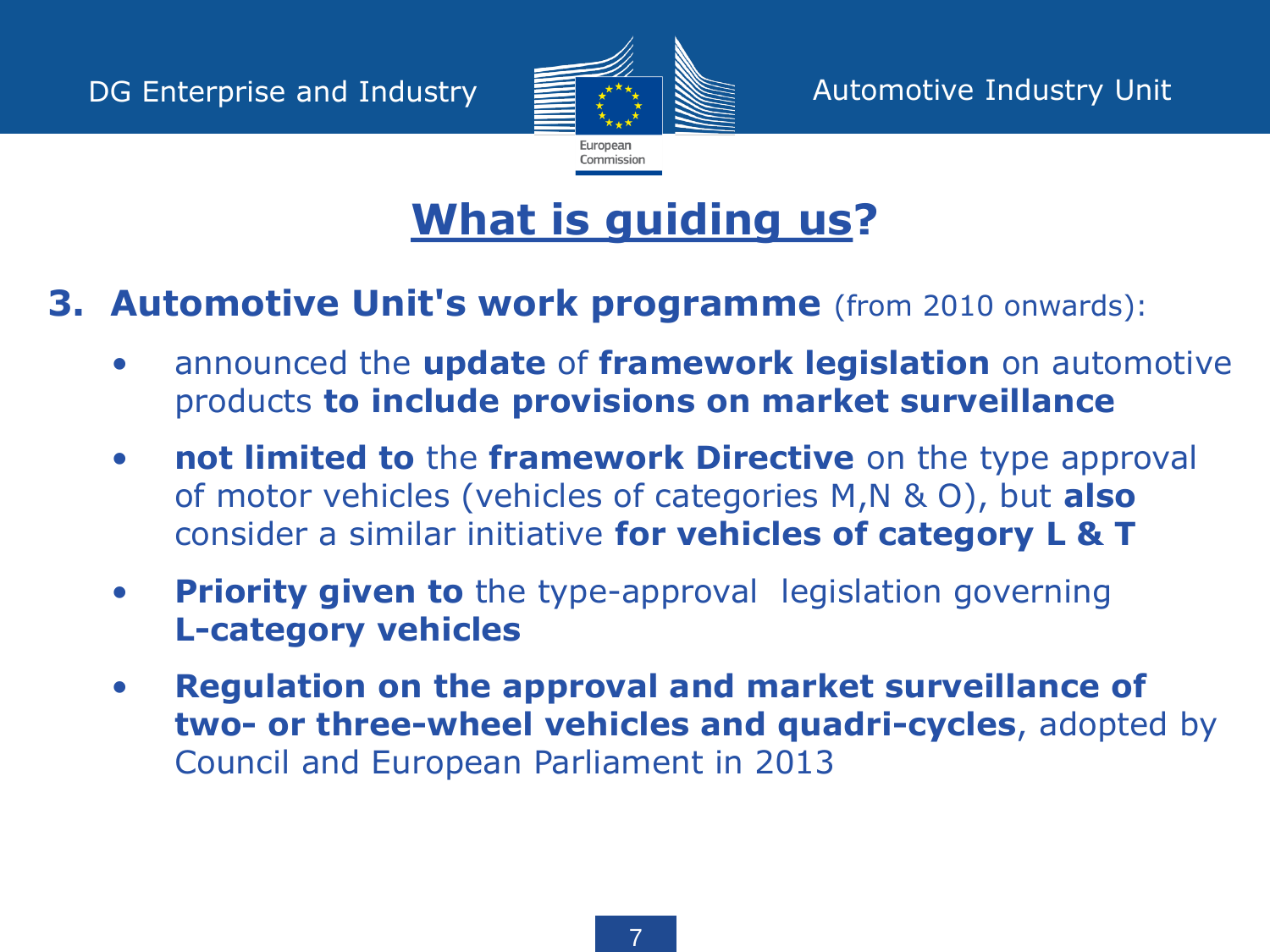# What is guiding us?

**3. Automotive Unit's work programme** (from 2010 onwards):

- announced the **update** of **framework legislation** on automotive products **to include provisions on market surveillance**
- **not limited to** the **framework Directive** on the type approval of motor vehicles (vehicles of categories M,N & O), but **also** consider a similar initiative **for vehicles of category L & T**
- **Priority given to** the type-approval legislation governing **L-category vehicles**
- **Regulation on the approval and market surveillance of two- or three-wheel vehicles and quadri-cycles**, adopted by Council and European Parliament in 2013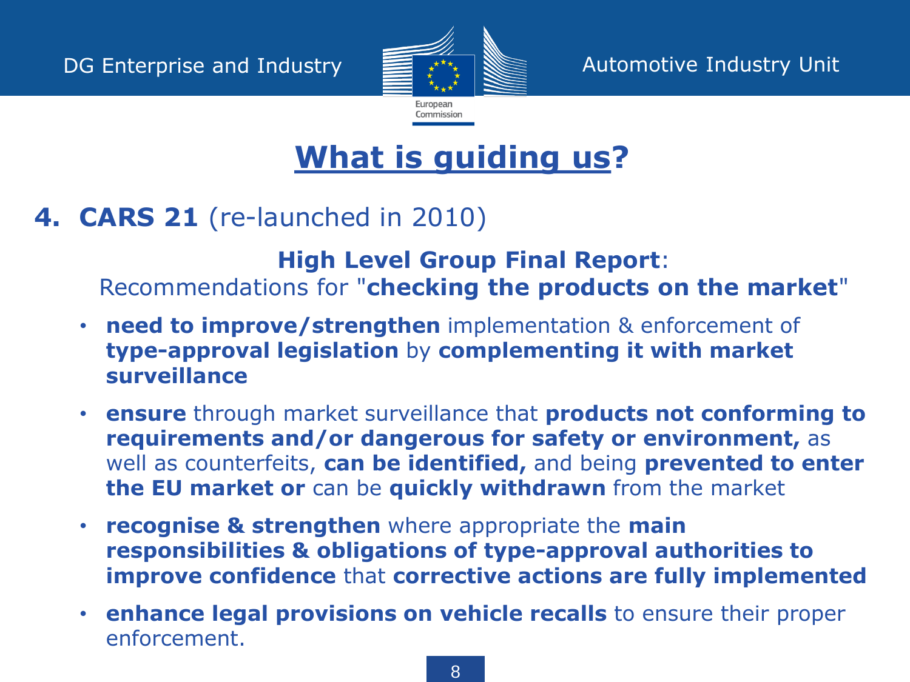# What is guiding us?

## 4. **CARS 21** (re-launched in 2010)

**High Level Group Final Report**:
Recommendations for "**checking the products on the market**"

- **need to improve/strengthen** implementation & enforcement of **type-approval legislation** by **complementing it with market surveillance**
- **ensure** through market surveillance that **products not conforming to requirements and/or dangerous for safety or environment,** as well as counterfeits, **can be identified,** and being **prevented to enter the EU market or** can be **quickly withdrawn** from the market
- **recognise & strengthen** where appropriate the **main responsibilities & obligations of type-approval authorities to improve confidence** that **corrective actions are fully implemented**
- **enhance legal provisions on vehicle recalls** to ensure their proper enforcement.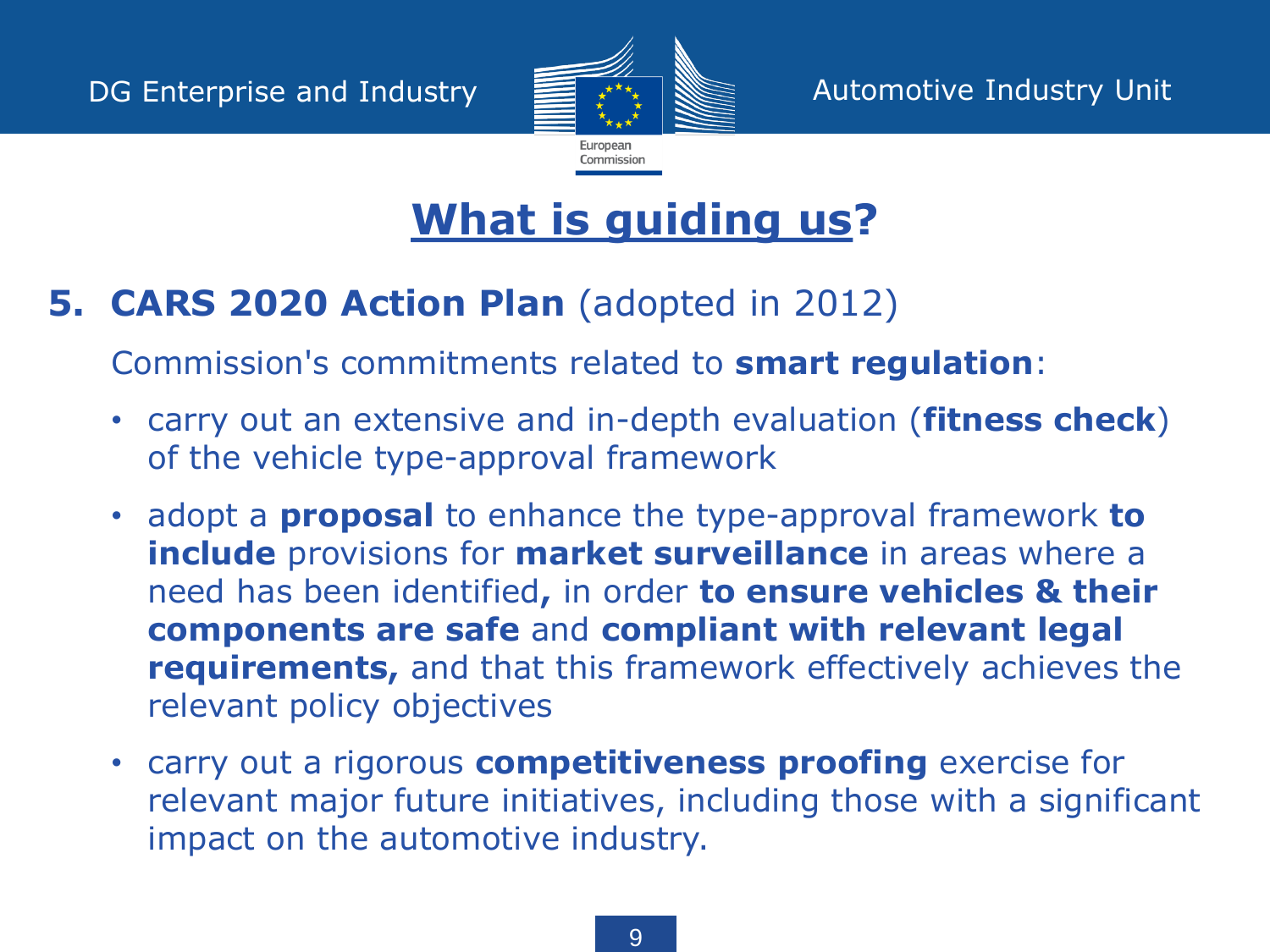# What is guiding us?

## 5. CARS 2020 Action Plan (adopted in 2012)

Commission's commitments related to **smart regulation**:

- carry out an extensive and in-depth evaluation (**fitness check**) of the vehicle type-approval framework
- adopt a **proposal** to enhance the type-approval framework **to include** provisions for **market surveillance** in areas where a need has been identified**,** in order **to ensure vehicles & their components are safe** and **compliant with relevant legal requirements,** and that this framework effectively achieves the relevant policy objectives
- carry out a rigorous **competitiveness proofing** exercise for relevant major future initiatives, including those with a significant impact on the automotive industry.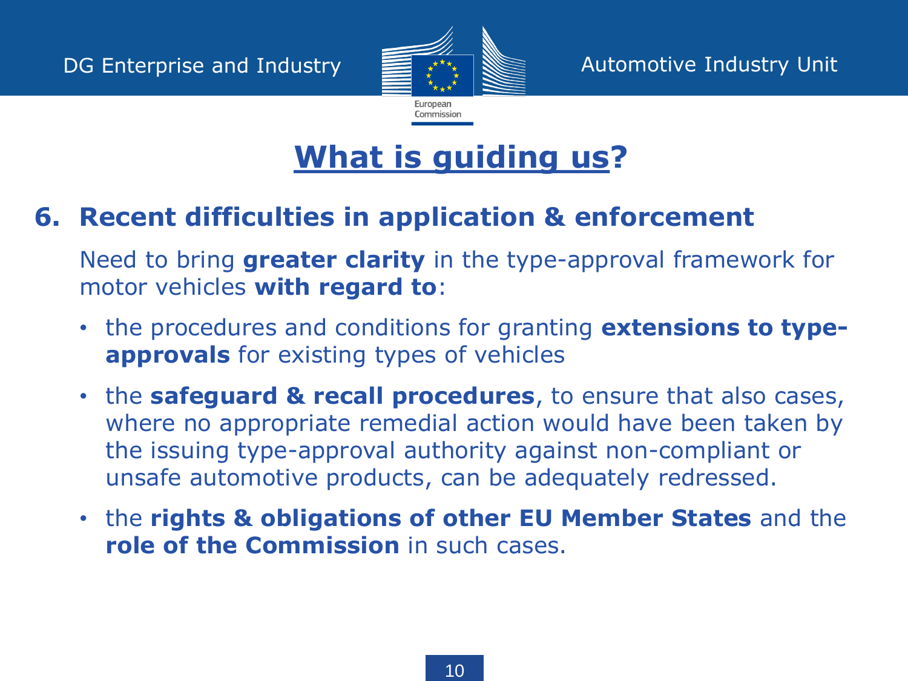# What is guiding us?

## 6. Recent difficulties in application & enforcement

Need to bring **greater clarity** in the type-approval framework for motor vehicles **with regard to**:

- the procedures and conditions for granting **extensions to type-approvals** for existing types of vehicles
- the **safeguard & recall procedures**, to ensure that also cases, where no appropriate remedial action would have been taken by the issuing type-approval authority against non-compliant or unsafe automotive products, can be adequately redressed.
- the **rights & obligations of other EU Member States** and the **role of the Commission** in such cases.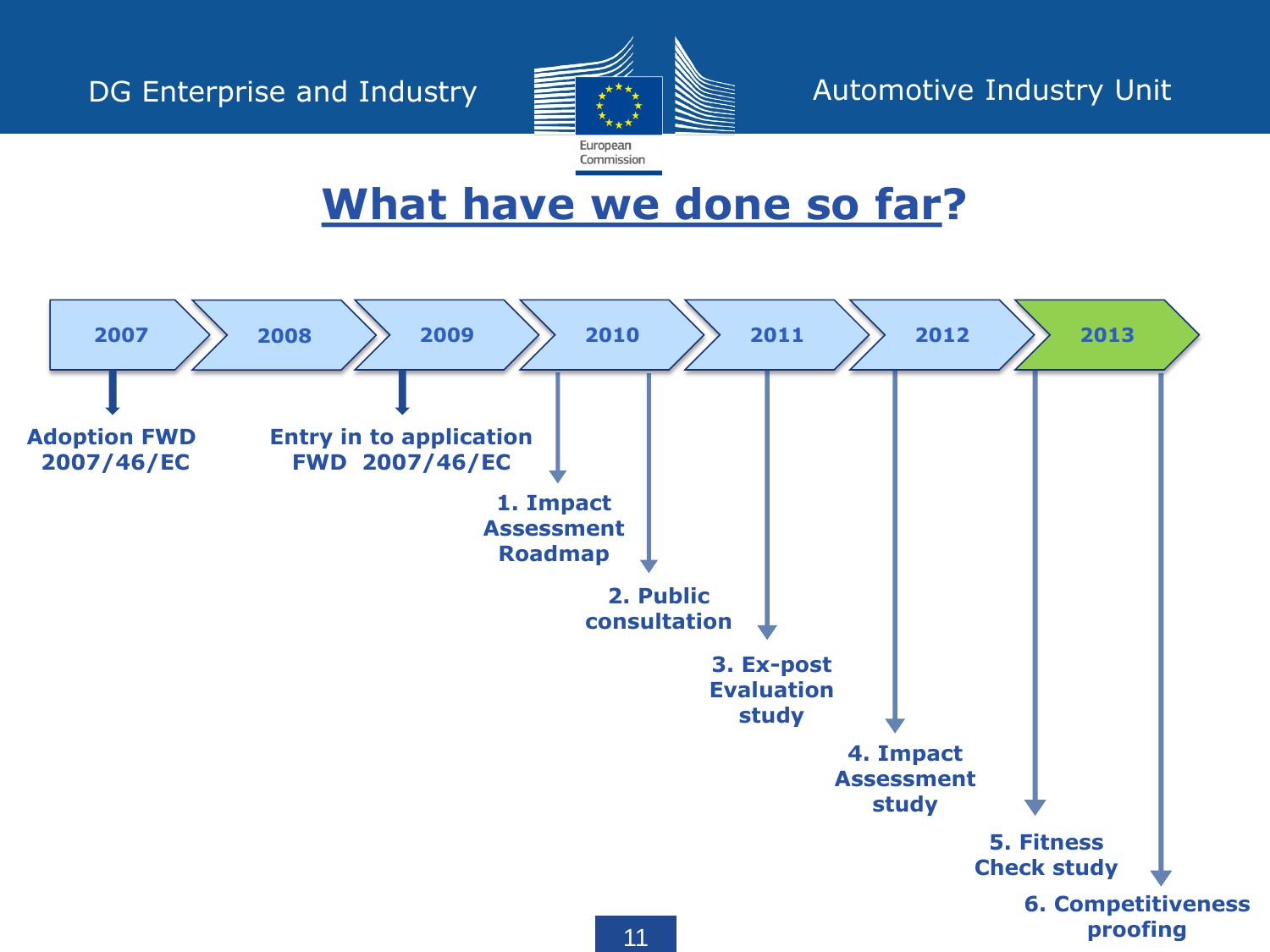# What have we done so far?

**2007** → **2008** → **2009** → **2010** → **2011** → **2012** → **2013**

- **2007:** Adoption FWD 2007/46/EC
- **2009:** Entry in to application FWD 2007/46/EC
- **2010:**
  1. Impact Assessment Roadmap
  2. Public consultation
- **2011:**
  3. Ex-post Evaluation study
- **2012:**
  4. Impact Assessment study
- **2013:**
  5. Fitness Check study
  6. Competitiveness proofing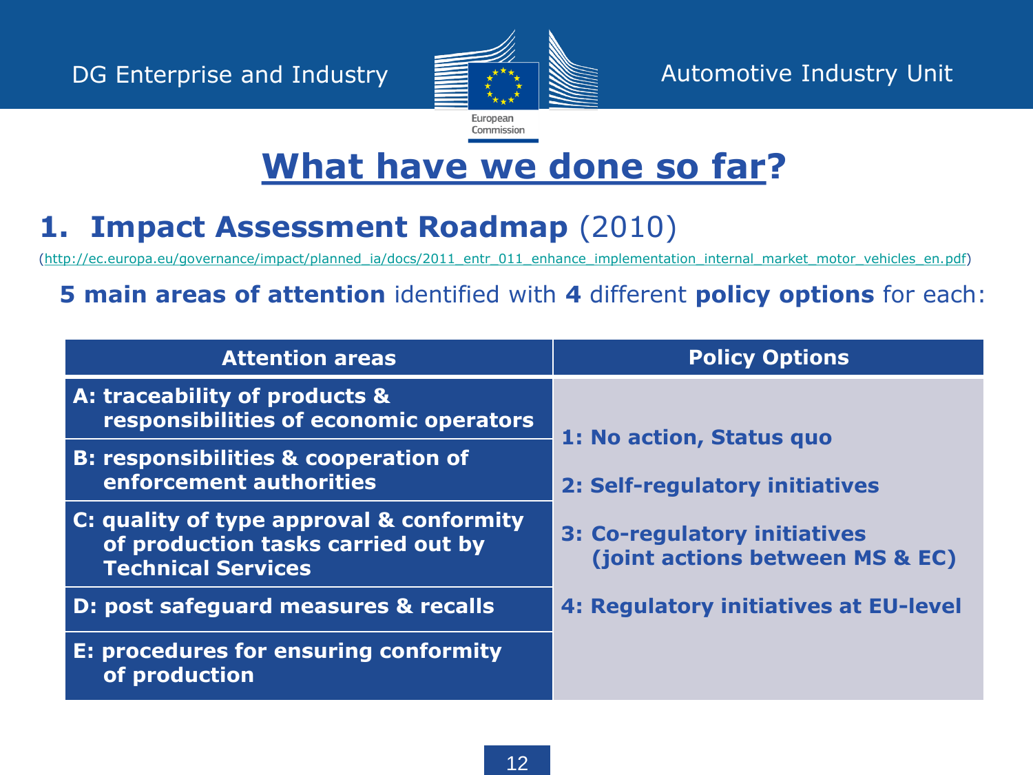# What have we done so far?

## 1. Impact Assessment Roadmap (2010)

(http://ec.europa.eu/governance/impact/planned_ia/docs/2011_entr_011_enhance_implementation_internal_market_motor_vehicles_en.pdf)

**5 main areas of attention** identified with **4** different **policy options** for each:

| Attention areas | Policy Options |
|---|---|
| **A: traceability of products & responsibilities of economic operators** | **1: No action, Status quo** |
| **B: responsibilities & cooperation of enforcement authorities** | **2: Self-regulatory initiatives** |
| **C: quality of type approval & conformity of production tasks carried out by Technical Services** | **3: Co-regulatory initiatives (joint actions between MS & EC)** |
| **D: post safeguard measures & recalls** | **4: Regulatory initiatives at EU-level** |
| **E: procedures for ensuring conformity of production** | |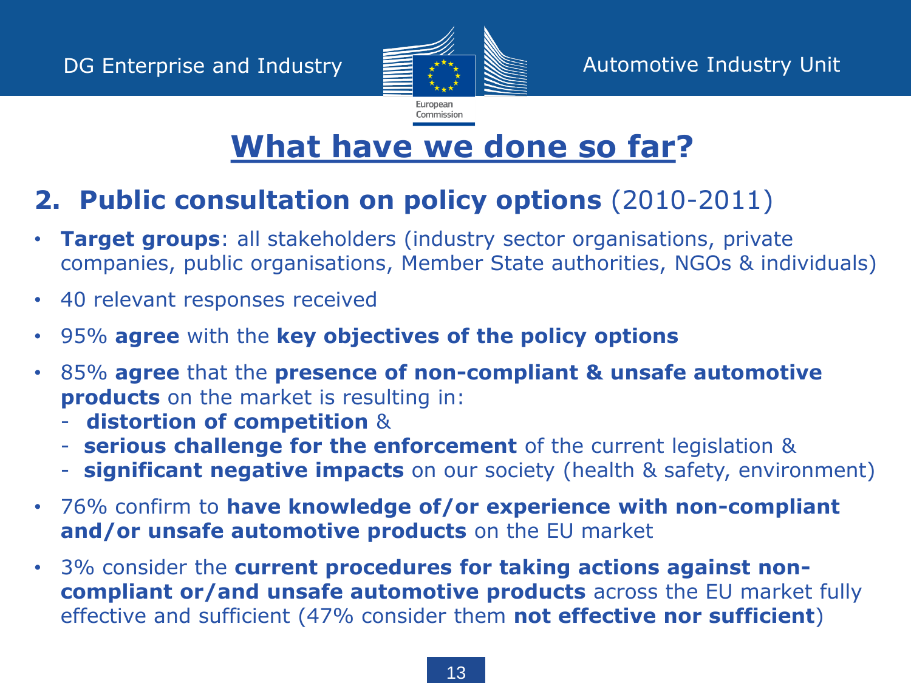# What have we done so far?

## 2. Public consultation on policy options (2010-2011)

- **Target groups**: all stakeholders (industry sector organisations, private companies, public organisations, Member State authorities, NGOs & individuals)
- 40 relevant responses received
- 95% **agree** with the **key objectives of the policy options**
- 85% **agree** that the **presence of non-compliant & unsafe automotive products** on the market is resulting in:
  - **distortion of competition** &
  - **serious challenge for the enforcement** of the current legislation &
  - **significant negative impacts** on our society (health & safety, environment)
- 76% confirm to **have knowledge of/or experience with non-compliant and/or unsafe automotive products** on the EU market
- 3% consider the **current procedures for taking actions against non-compliant or/and unsafe automotive products** across the EU market fully effective and sufficient (47% consider them **not effective nor sufficient**)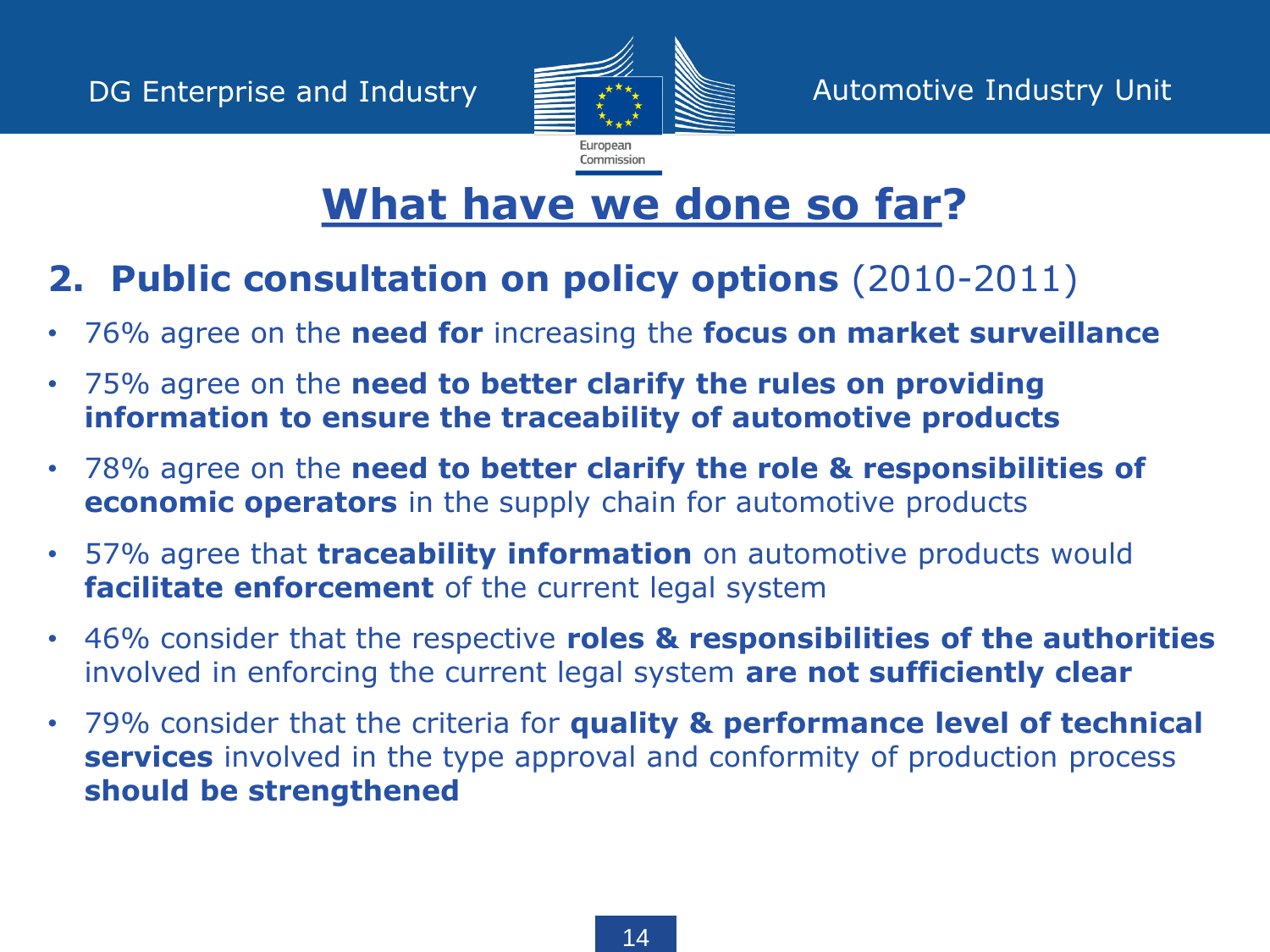# What have we done so far?

## 2. Public consultation on policy options (2010-2011)

- 76% agree on the **need for** increasing the **focus on market surveillance**
- 75% agree on the **need to better clarify the rules on providing information to ensure the traceability of automotive products**
- 78% agree on the **need to better clarify the role & responsibilities of economic operators** in the supply chain for automotive products
- 57% agree that **traceability information** on automotive products would **facilitate enforcement** of the current legal system
- 46% consider that the respective **roles & responsibilities of the authorities** involved in enforcing the current legal system **are not sufficiently clear**
- 79% consider that the criteria for **quality & performance level of technical services** involved in the type approval and conformity of production process **should be strengthened**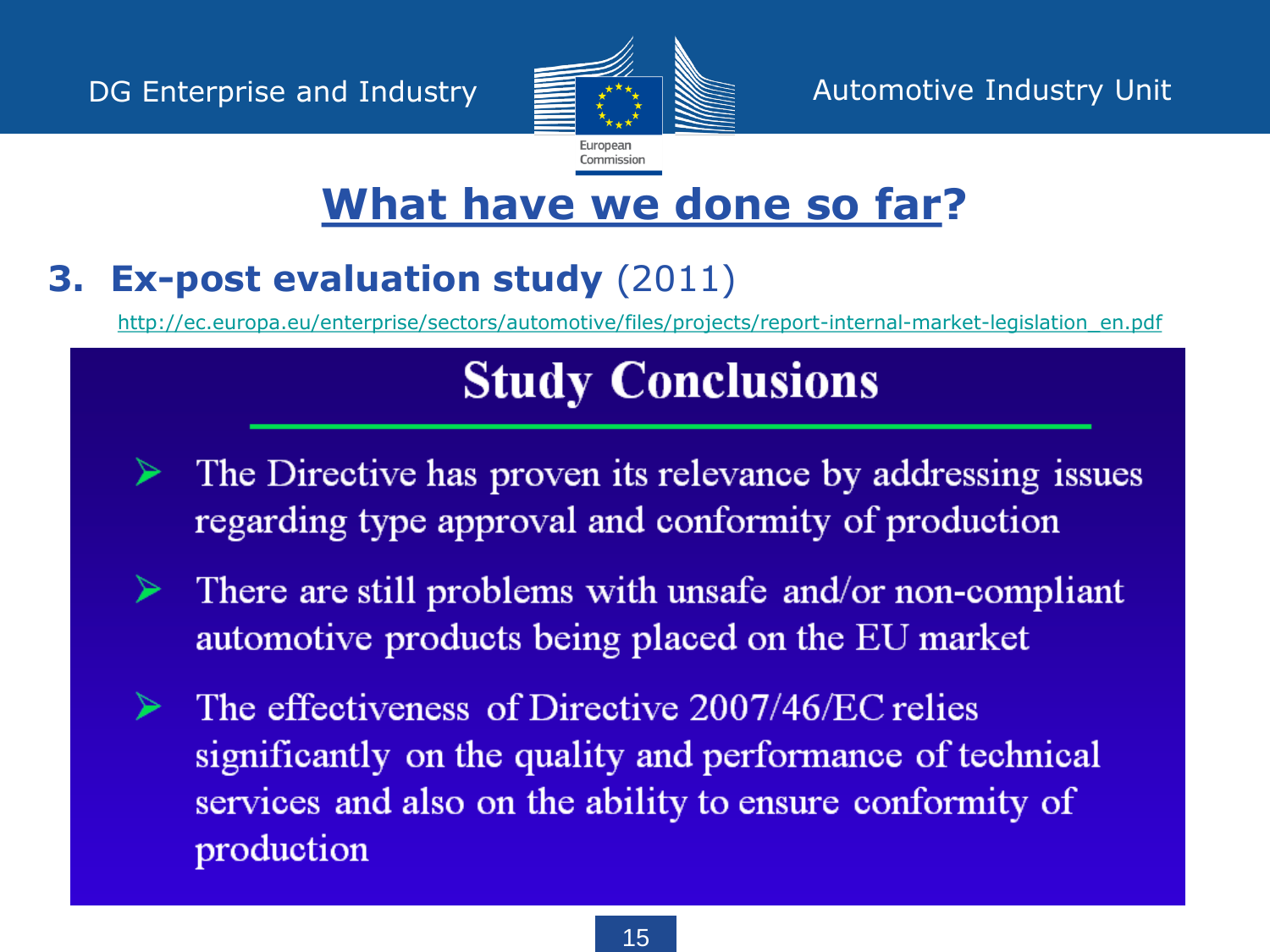# What have we done so far?

## 3. Ex-post evaluation study (2011)

http://ec.europa.eu/enterprise/sectors/automotive/files/projects/report-internal-market-legislation_en.pdf

### Study Conclusions

- The Directive has proven its relevance by addressing issues regarding type approval and conformity of production
- There are still problems with unsafe and/or non-compliant automotive products being placed on the EU market
- The effectiveness of Directive 2007/46/EC relies significantly on the quality and performance of technical services and also on the ability to ensure conformity of production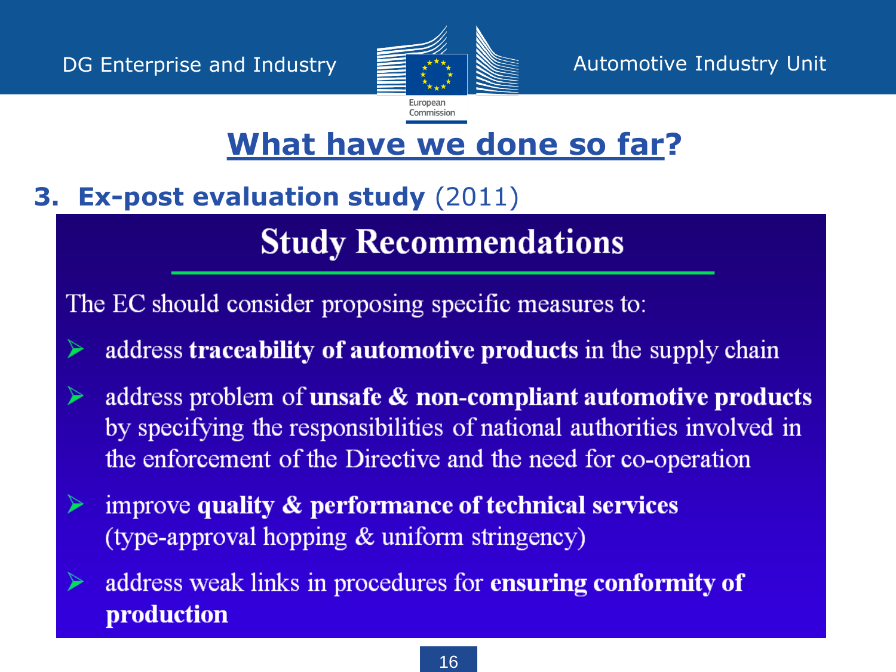# What have we done so far?

## 3. Ex-post evaluation study (2011)

### Study Recommendations

The EC should consider proposing specific measures to:

- address **traceability of automotive products** in the supply chain
- address problem of **unsafe & non-compliant automotive products** by specifying the responsibilities of national authorities involved in the enforcement of the Directive and the need for co-operation
- improve **quality & performance of technical services** (type-approval hopping & uniform stringency)
- address weak links in procedures for **ensuring conformity of production**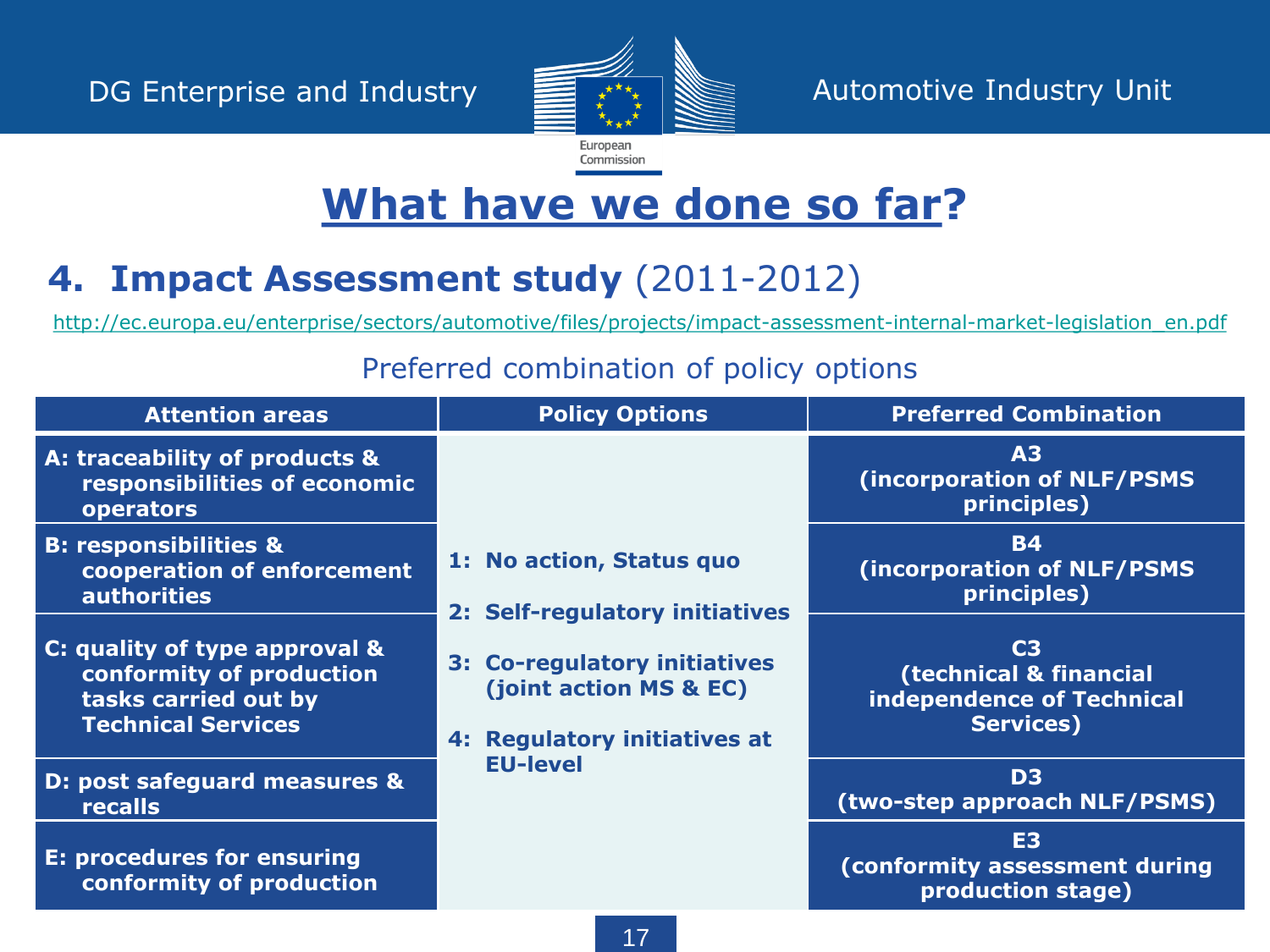# What have we done so far?

## 4. Impact Assessment study (2011-2012)

http://ec.europa.eu/enterprise/sectors/automotive/files/projects/impact-assessment-internal-market-legislation_en.pdf

Preferred combination of policy options

| Attention areas | Policy Options | Preferred Combination |
|---|---|---|
| A: traceability of products & responsibilities of economic operators | 1: No action, Status quo<br>2: Self-regulatory initiatives<br>3: Co-regulatory initiatives (joint action MS & EC)<br>4: Regulatory initiatives at EU-level | A3 (incorporation of NLF/PSMS principles) |
| B: responsibilities & cooperation of enforcement authorities | | B4 (incorporation of NLF/PSMS principles) |
| C: quality of type approval & conformity of production tasks carried out by Technical Services | | C3 (technical & financial independence of Technical Services) |
| D: post safeguard measures & recalls | | D3 (two-step approach NLF/PSMS) |
| E: procedures for ensuring conformity of production | | E3 (conformity assessment during production stage) |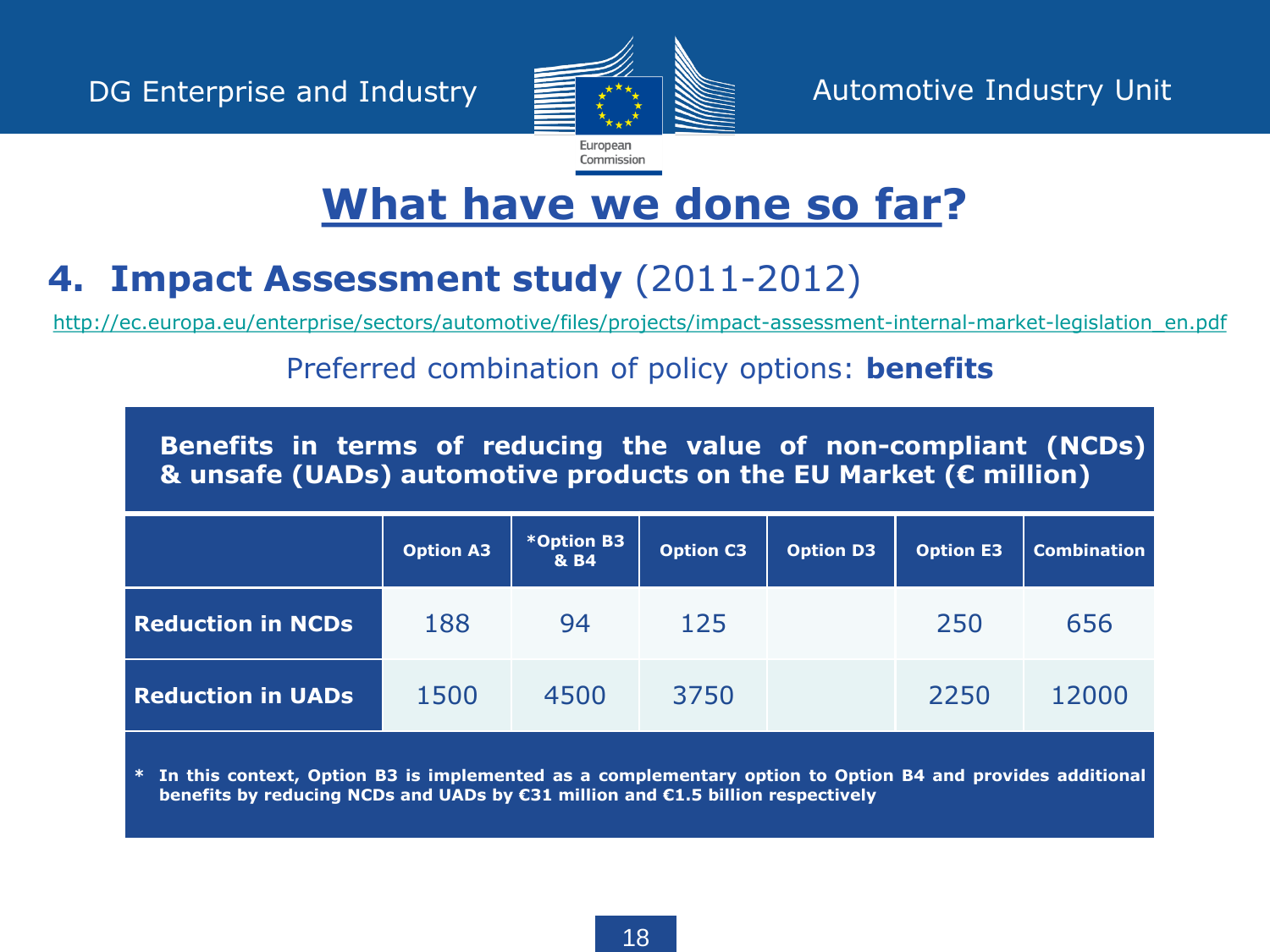# What have we done so far?

## 4. Impact Assessment study (2011-2012)

http://ec.europa.eu/enterprise/sectors/automotive/files/projects/impact-assessment-internal-market-legislation_en.pdf

Preferred combination of policy options: **benefits**

**Benefits in terms of reducing the value of non-compliant (NCDs) & unsafe (UADs) automotive products on the EU Market (€ million)**

| | Option A3 | *Option B3 & B4 | Option C3 | Option D3 | Option E3 | Combination |
|---|---|---|---|---|---|---|
| **Reduction in NCDs** | 188 | 94 | 125 | | 250 | 656 |
| **Reduction in UADs** | 1500 | 4500 | 3750 | | 2250 | 12000 |

**\* In this context, Option B3 is implemented as a complementary option to Option B4 and provides additional benefits by reducing NCDs and UADs by €31 million and €1.5 billion respectively**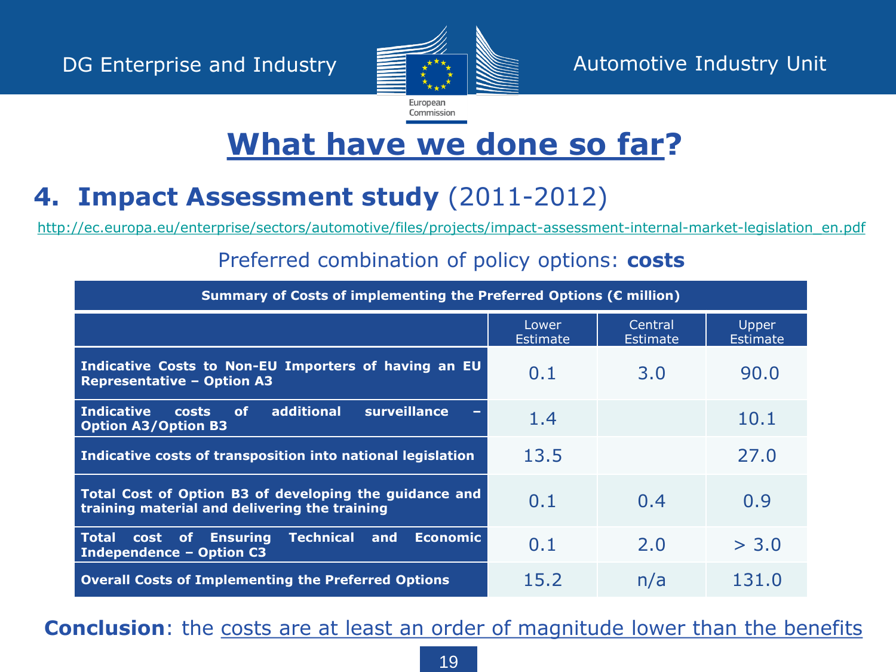# What have we done so far?

## 4. Impact Assessment study (2011-2012)

http://ec.europa.eu/enterprise/sectors/automotive/files/projects/impact-assessment-internal-market-legislation_en.pdf

Preferred combination of policy options: **costs**

| Summary of Costs of implementing the Preferred Options (€ million) | | | |
|---|---|---|---|
| | Lower Estimate | Central Estimate | Upper Estimate |
| **Indicative Costs to Non-EU Importers of having an EU Representative – Option A3** | 0.1 | 3.0 | 90.0 |
| **Indicative costs of additional surveillance – Option A3/Option B3** | 1.4 | | 10.1 |
| **Indicative costs of transposition into national legislation** | 13.5 | | 27.0 |
| **Total Cost of Option B3 of developing the guidance and training material and delivering the training** | 0.1 | 0.4 | 0.9 |
| **Total cost of Ensuring Technical and Economic Independence – Option C3** | 0.1 | 2.0 | > 3.0 |
| **Overall Costs of Implementing the Preferred Options** | 15.2 | n/a | 131.0 |

**Conclusion**: the costs are at least an order of magnitude lower than the benefits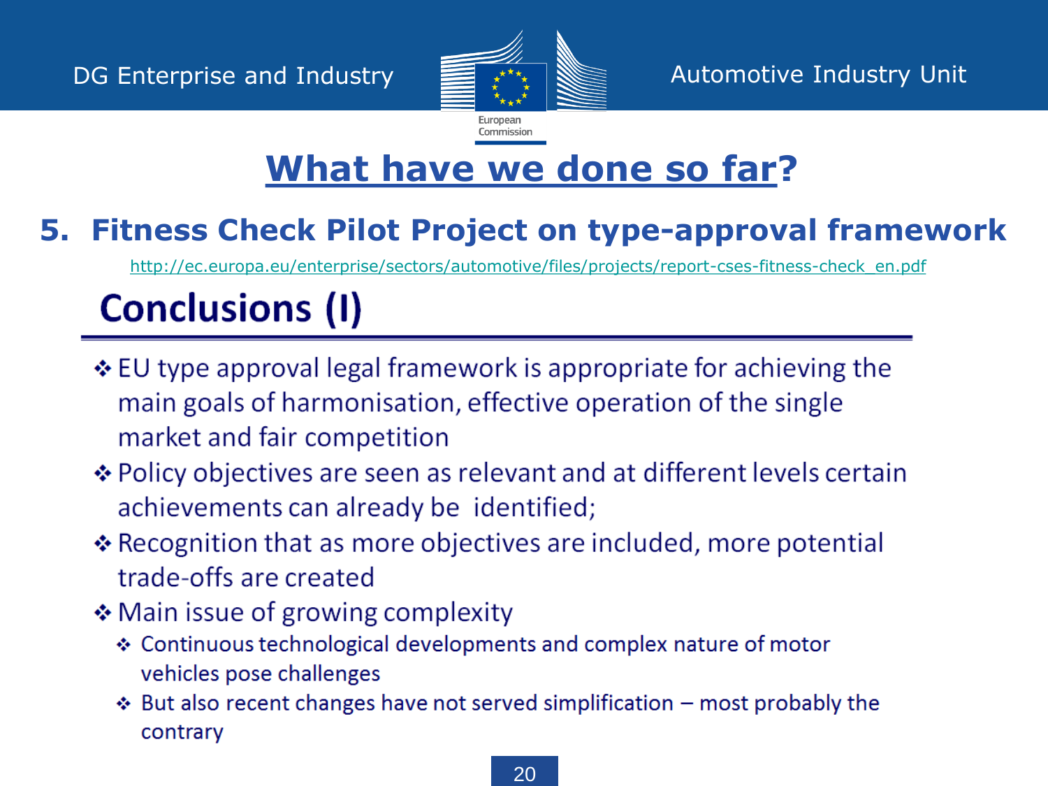# What have we done so far?

## 5. Fitness Check Pilot Project on type-approval framework

http://ec.europa.eu/enterprise/sectors/automotive/files/projects/report-cses-fitness-check_en.pdf

### Conclusions (I)

- EU type approval legal framework is appropriate for achieving the main goals of harmonisation, effective operation of the single market and fair competition
- Policy objectives are seen as relevant and at different levels certain achievements can already be identified;
- Recognition that as more objectives are included, more potential trade-offs are created
- Main issue of growing complexity
  - Continuous technological developments and complex nature of motor vehicles pose challenges
  - But also recent changes have not served simplification – most probably the contrary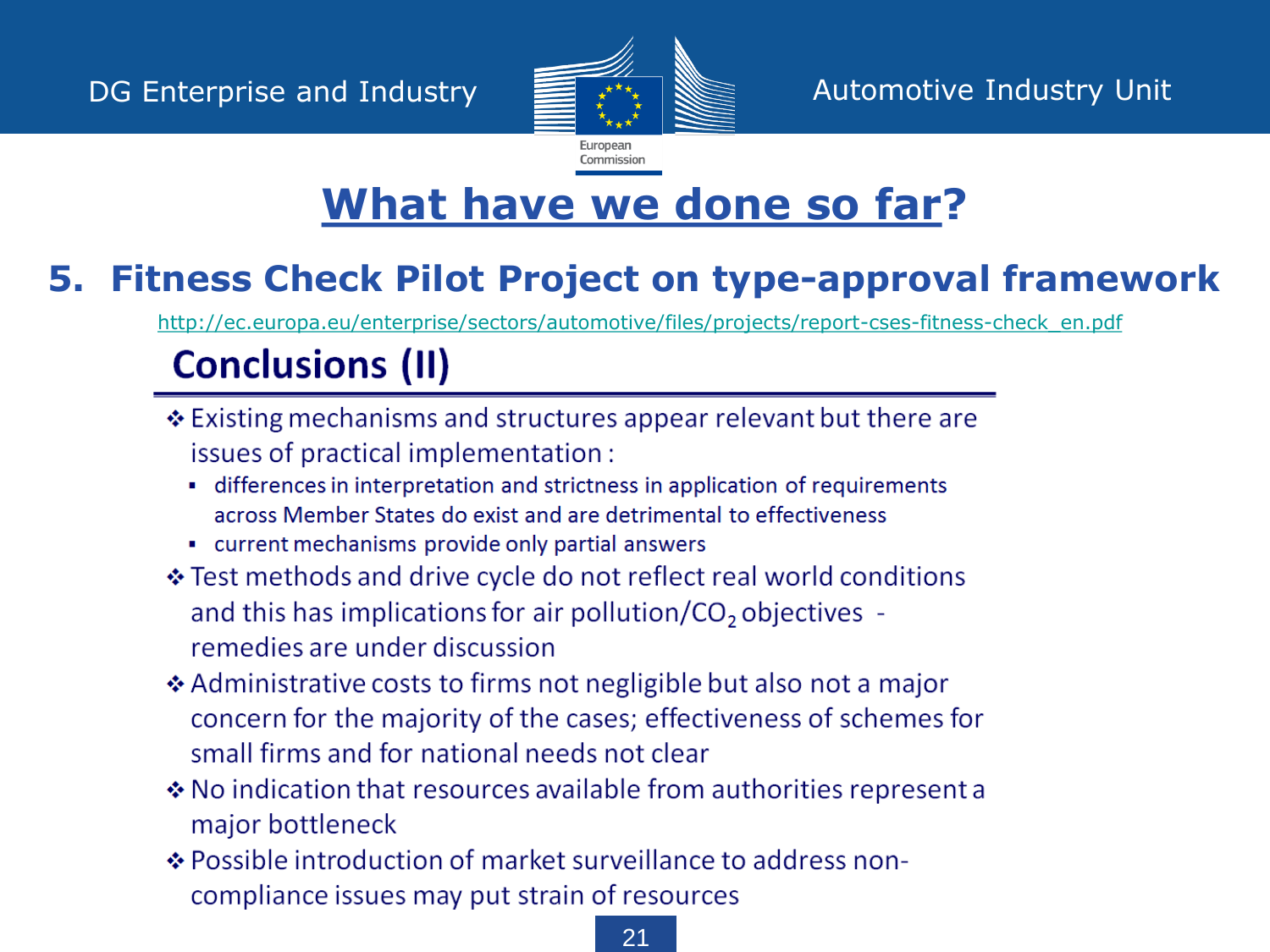# What have we done so far?

## 5. Fitness Check Pilot Project on type-approval framework

http://ec.europa.eu/enterprise/sectors/automotive/files/projects/report-cses-fitness-check_en.pdf

### Conclusions (II)

- Existing mechanisms and structures appear relevant but there are issues of practical implementation :
  - differences in interpretation and strictness in application of requirements across Member States do exist and are detrimental to effectiveness
  - current mechanisms provide only partial answers
- Test methods and drive cycle do not reflect real world conditions and this has implications for air pollution/$CO_2$ objectives - remedies are under discussion
- Administrative costs to firms not negligible but also not a major concern for the majority of the cases; effectiveness of schemes for small firms and for national needs not clear
- No indication that resources available from authorities represent a major bottleneck
- Possible introduction of market surveillance to address non-compliance issues may put strain of resources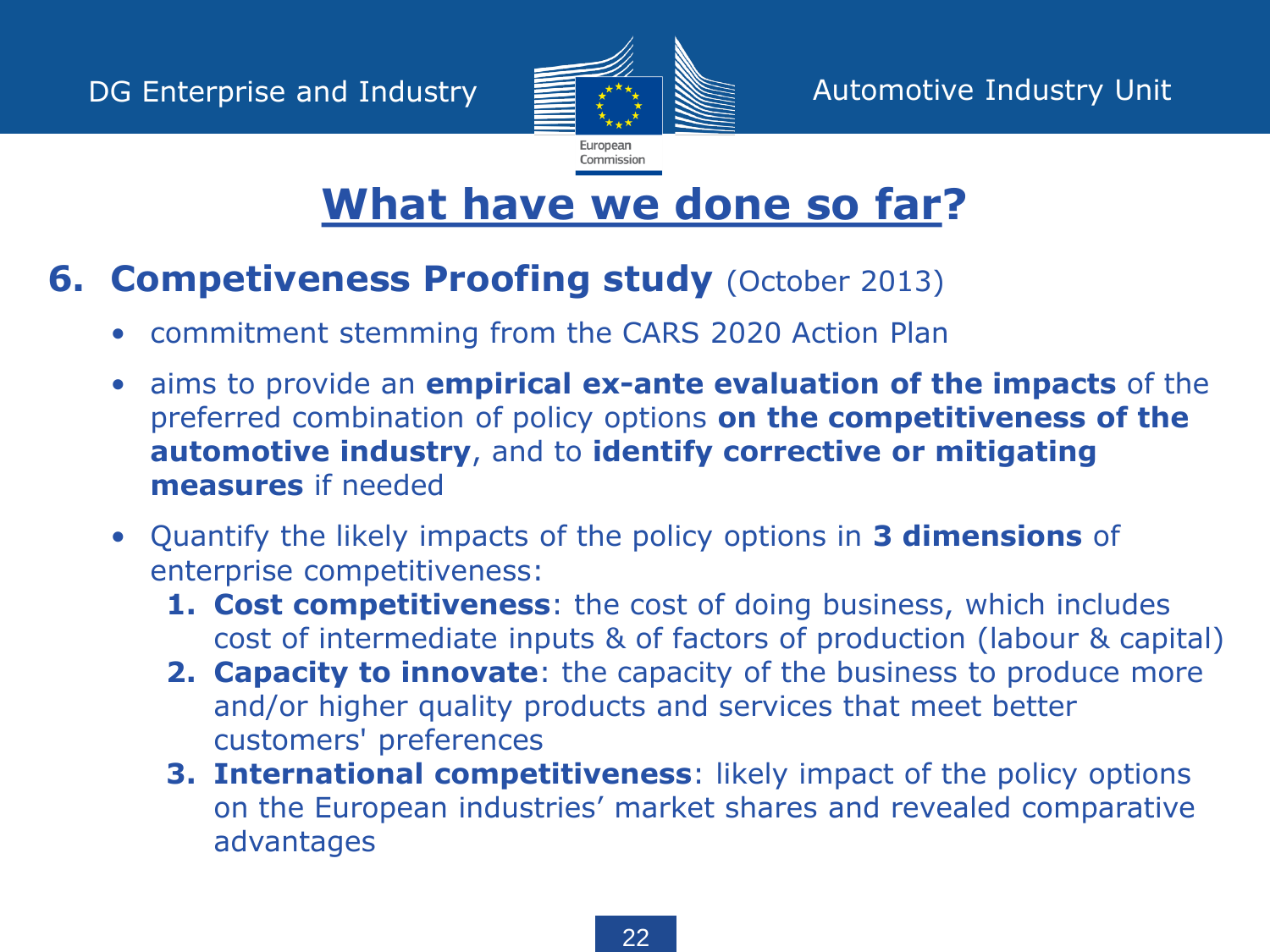# What have we done so far?

## 6. Competeviness Proofing study (October 2013)

- commitment stemming from the CARS 2020 Action Plan
- aims to provide an **empirical ex-ante evaluation of the impacts** of the preferred combination of policy options **on the competitiveness of the automotive industry**, and to **identify corrective or mitigating measures** if needed
- Quantify the likely impacts of the policy options in **3 dimensions** of enterprise competitiveness:
  1. **Cost competitiveness**: the cost of doing business, which includes cost of intermediate inputs & of factors of production (labour & capital)
  2. **Capacity to innovate**: the capacity of the business to produce more and/or higher quality products and services that meet better customers' preferences
  3. **International competitiveness**: likely impact of the policy options on the European industries' market shares and revealed comparative advantages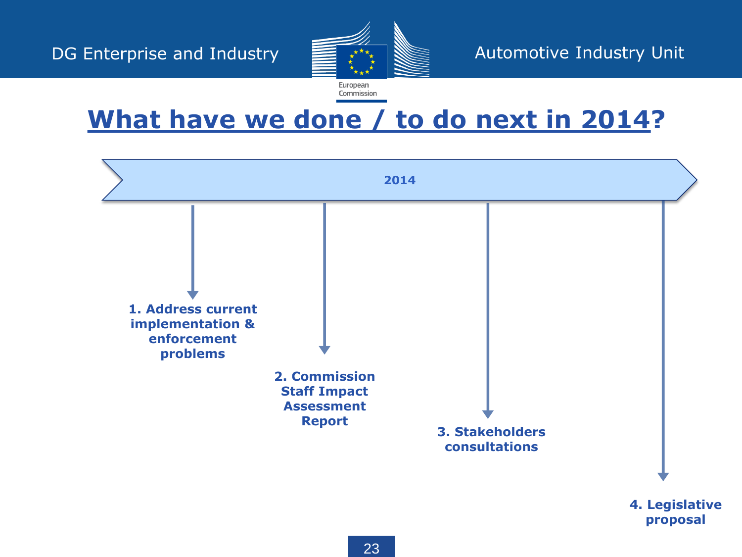# What have we done / to do next in 2014?

**2014**

1. **Address current implementation & enforcement problems**
2. **Commission Staff Impact Assessment Report**
3. **Stakeholders consultations**
4. **Legislative proposal**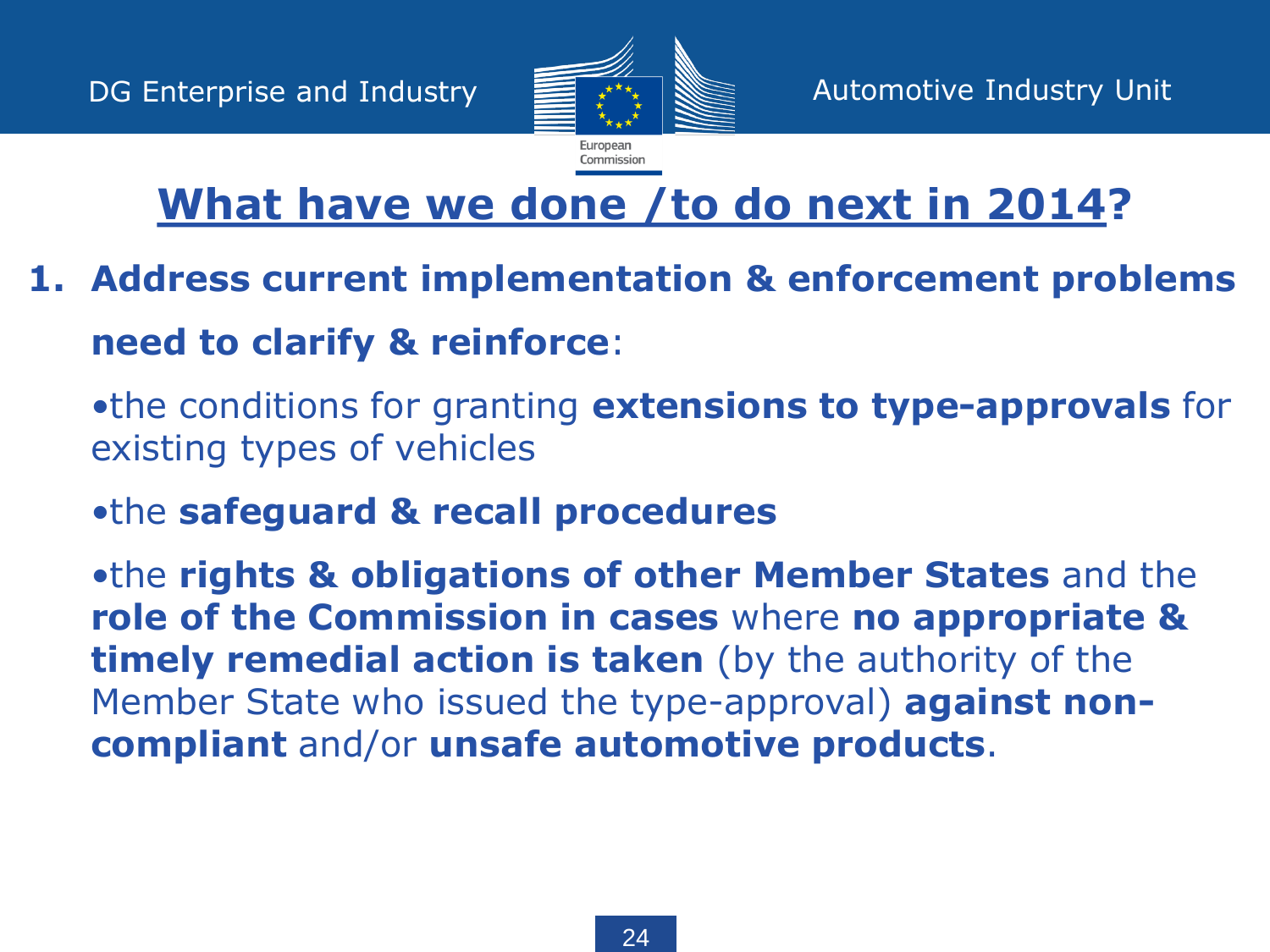# What have we done /to do next in 2014?

1. **Address current implementation & enforcement problems**

   **need to clarify & reinforce**:

   •the conditions for granting **extensions to type-approvals** for existing types of vehicles

   •the **safeguard & recall procedures**

   •the **rights & obligations of other Member States** and the **role of the Commission in cases** where **no appropriate & timely remedial action is taken** (by the authority of the Member State who issued the type-approval) **against non-compliant** and/or **unsafe automotive products**.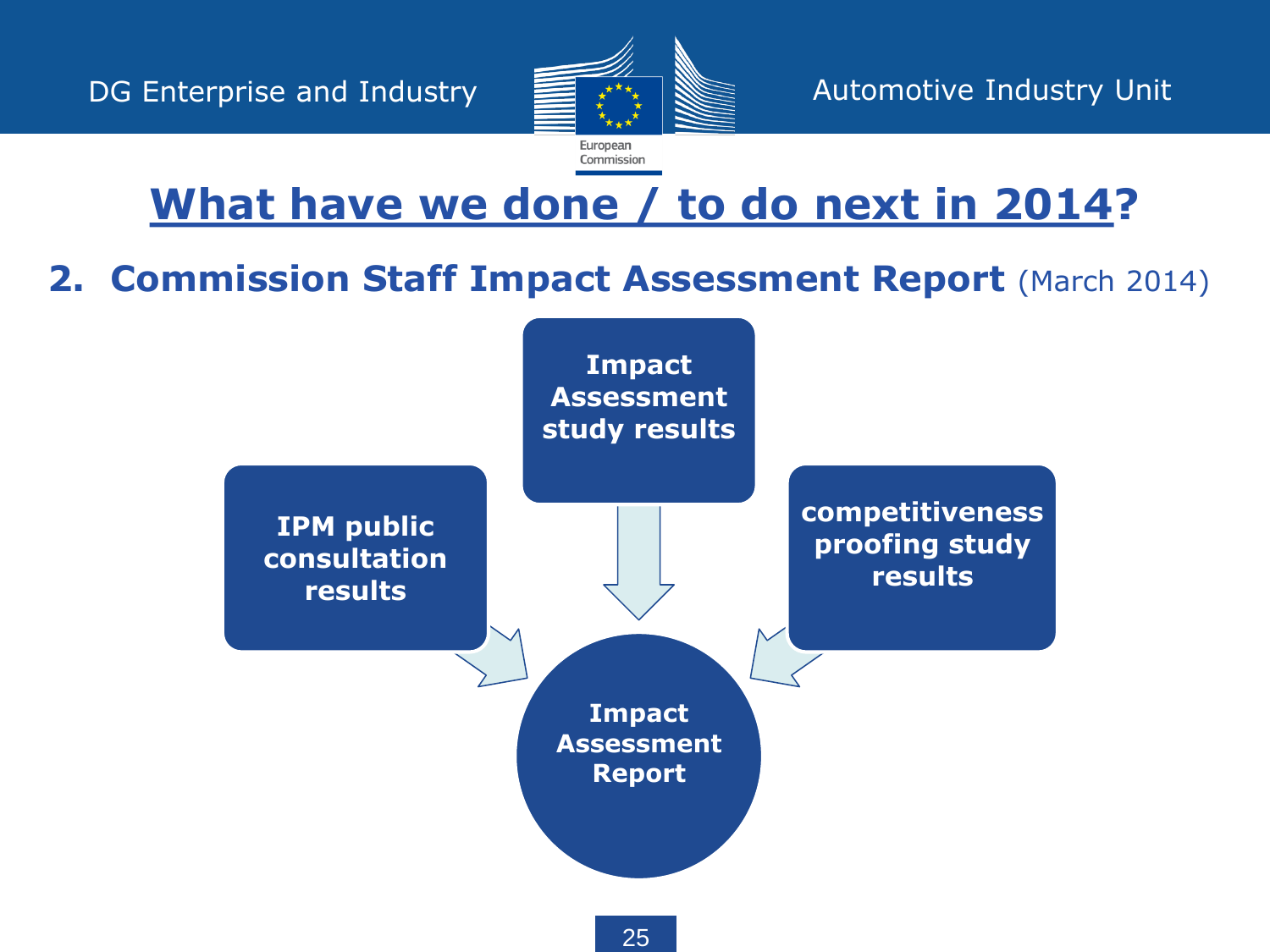# What have we done / to do next in 2014?

## 2. Commission Staff Impact Assessment Report (March 2014)

- Impact Assessment study results
- IPM public consultation results
- competitiveness proofing study results

→ Impact Assessment Report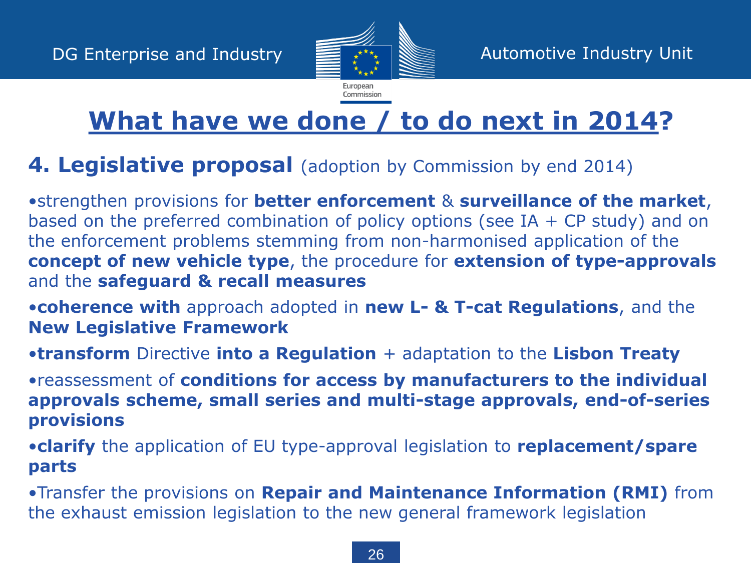# What have we done / to do next in 2014?

## 4. Legislative proposal (adoption by Commission by end 2014)

- strengthen provisions for **better enforcement** & **surveillance of the market**, based on the preferred combination of policy options (see IA + CP study) and on the enforcement problems stemming from non-harmonised application of the **concept of new vehicle type**, the procedure for **extension of type-approvals** and the **safeguard & recall measures**
- **coherence with** approach adopted in **new L- & T-cat Regulations**, and the **New Legislative Framework**
- **transform** Directive **into a Regulation** + adaptation to the **Lisbon Treaty**
- reassessment of **conditions for access by manufacturers to the individual approvals scheme, small series and multi-stage approvals, end-of-series provisions**
- **clarify** the application of EU type-approval legislation to **replacement/spare parts**
- Transfer the provisions on **Repair and Maintenance Information (RMI)** from the exhaust emission legislation to the new general framework legislation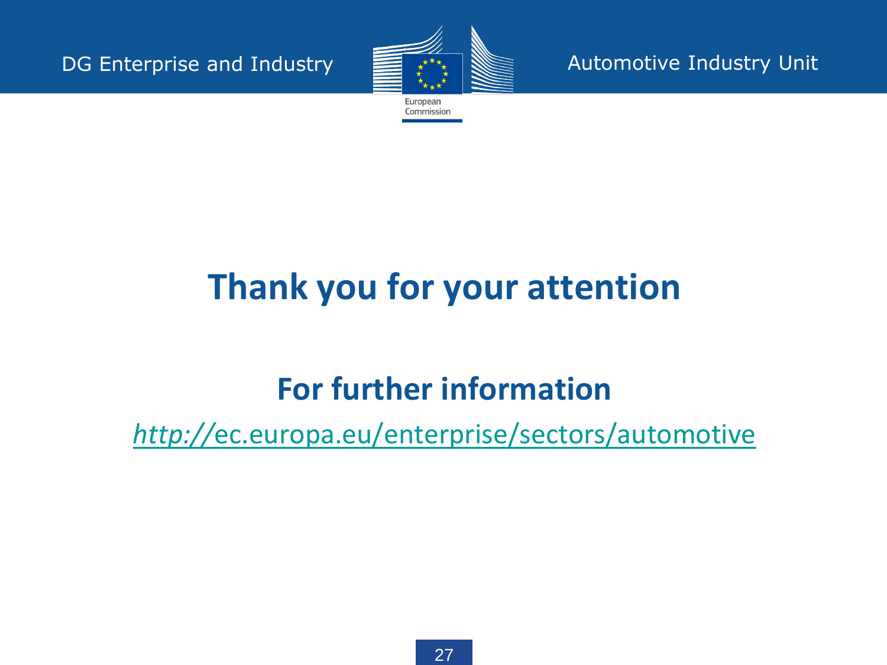DG Enterprise and Industry

Automotive Industry Unit

# Thank you for your attention

## For further information

*http://*ec.europa.eu/enterprise/sectors/automotive